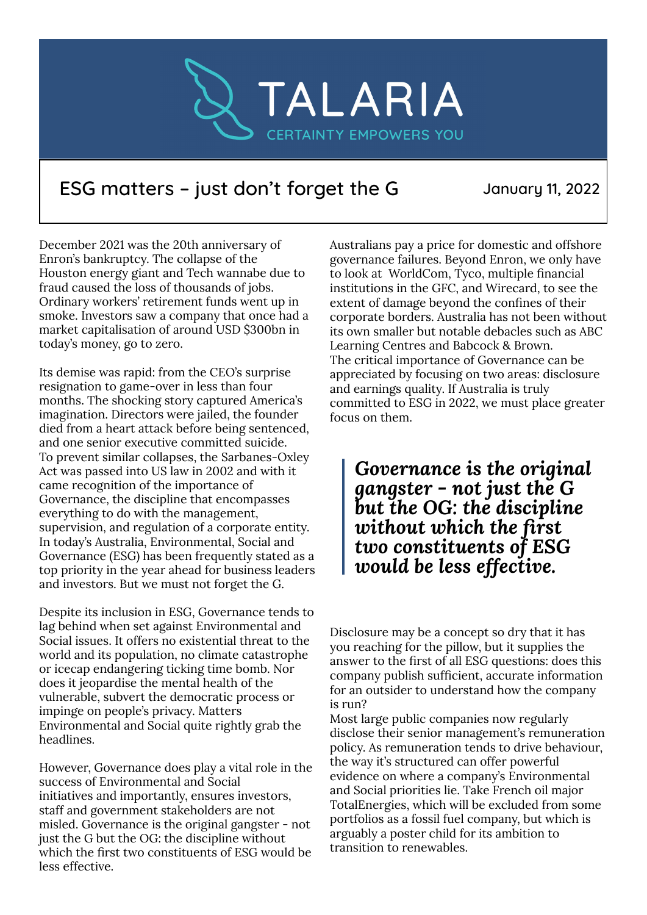TALARIA

CERTAINTY EMPOWERS YOU

# ESG matters – just don't forget the G

January 11, 2022

December 2021 was the 20th anniversary of Enron's bankruptcy. The collapse of the Houston energy giant and Tech wannabe due to fraud caused the loss of thousands of jobs. Ordinary workers' retirement funds went up in smoke. Investors saw a company that once had a market capitalisation of around USD $300bn in today's money, go to zero.

Its demise was rapid: from the CEO's surprise resignation to game-over in less than four months. The shocking story captured America's imagination. Directors were jailed, the founder died from a heart attack before being sentenced, and one senior executive committed suicide.
To prevent similar collapses, the Sarbanes-Oxley Act was passed into US law in 2002 and with it came recognition of the importance of Governance, the discipline that encompasses everything to do with the management, supervision, and regulation of a corporate entity.
In today's Australia, Environmental, Social and Governance (ESG) has been frequently stated as a top priority in the year ahead for business leaders and investors. But we must not forget the G.

Despite its inclusion in ESG, Governance tends to lag behind when set against Environmental and Social issues. It offers no existential threat to the world and its population, no climate catastrophe or icecap endangering ticking time bomb. Nor does it jeopardise the mental health of the vulnerable, subvert the democratic process or impinge on people's privacy. Matters Environmental and Social quite rightly grab the headlines.

However, Governance does play a vital role in the success of Environmental and Social initiatives and importantly, ensures investors, staff and government stakeholders are not misled. Governance is the original gangster - not just the G but the OG: the discipline without which the first two constituents of ESG would be less effective.

Australians pay a price for domestic and offshore governance failures. Beyond Enron, we only have to look at WorldCom, Tyco, multiple financial institutions in the GFC, and Wirecard, to see the extent of damage beyond the confines of their corporate borders. Australia has not been without its own smaller but notable debacles such as ABC Learning Centres and Babcock & Brown.
The critical importance of Governance can be appreciated by focusing on two areas: disclosure and earnings quality. If Australia is truly committed to ESG in 2022, we must place greater focus on them.

> ***Governance is the original gangster - not just the G but the OG: the discipline without which the first two constituents of ESG would be less effective.***

Disclosure may be a concept so dry that it has you reaching for the pillow, but it supplies the answer to the first of all ESG questions: does this company publish sufficient, accurate information for an outsider to understand how the company is run?
Most large public companies now regularly disclose their senior management's remuneration policy. As remuneration tends to drive behaviour, the way it's structured can offer powerful evidence on where a company's Environmental and Social priorities lie. Take French oil major TotalEnergies, which will be excluded from some portfolios as a fossil fuel company, but which is arguably a poster child for its ambition to transition to renewables.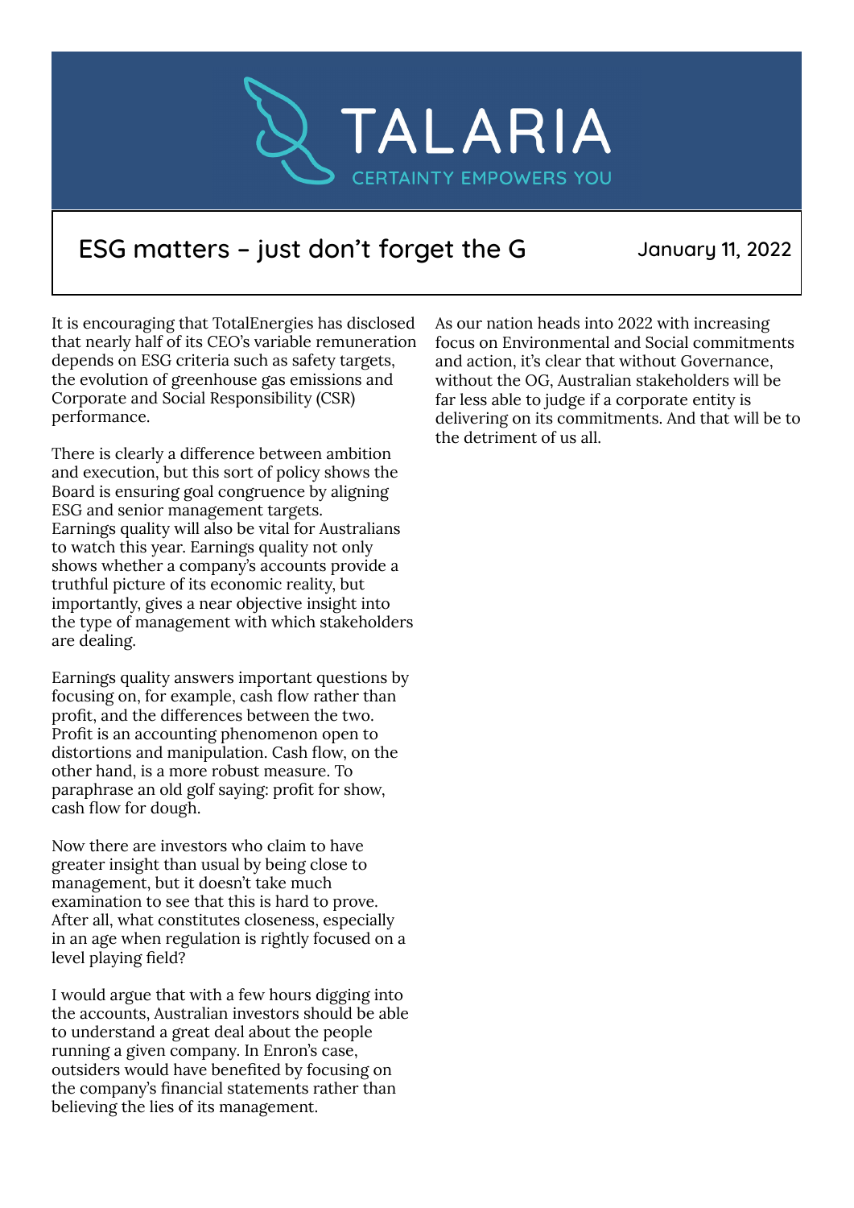# TALARIA

CERTAINTY EMPOWERS YOU

## ESG matters – just don't forget the G

January 11, 2022

It is encouraging that TotalEnergies has disclosed that nearly half of its CEO's variable remuneration depends on ESG criteria such as safety targets, the evolution of greenhouse gas emissions and Corporate and Social Responsibility (CSR) performance.

There is clearly a difference between ambition and execution, but this sort of policy shows the Board is ensuring goal congruence by aligning ESG and senior management targets.
Earnings quality will also be vital for Australians to watch this year. Earnings quality not only shows whether a company's accounts provide a truthful picture of its economic reality, but importantly, gives a near objective insight into the type of management with which stakeholders are dealing.

Earnings quality answers important questions by focusing on, for example, cash flow rather than profit, and the differences between the two. Profit is an accounting phenomenon open to distortions and manipulation. Cash flow, on the other hand, is a more robust measure. To paraphrase an old golf saying: profit for show, cash flow for dough.

Now there are investors who claim to have greater insight than usual by being close to management, but it doesn't take much examination to see that this is hard to prove. After all, what constitutes closeness, especially in an age when regulation is rightly focused on a level playing field?

I would argue that with a few hours digging into the accounts, Australian investors should be able to understand a great deal about the people running a given company. In Enron's case, outsiders would have benefited by focusing on the company's financial statements rather than believing the lies of its management.

As our nation heads into 2022 with increasing focus on Environmental and Social commitments and action, it's clear that without Governance, without the OG, Australian stakeholders will be far less able to judge if a corporate entity is delivering on its commitments. And that will be to the detriment of us all.